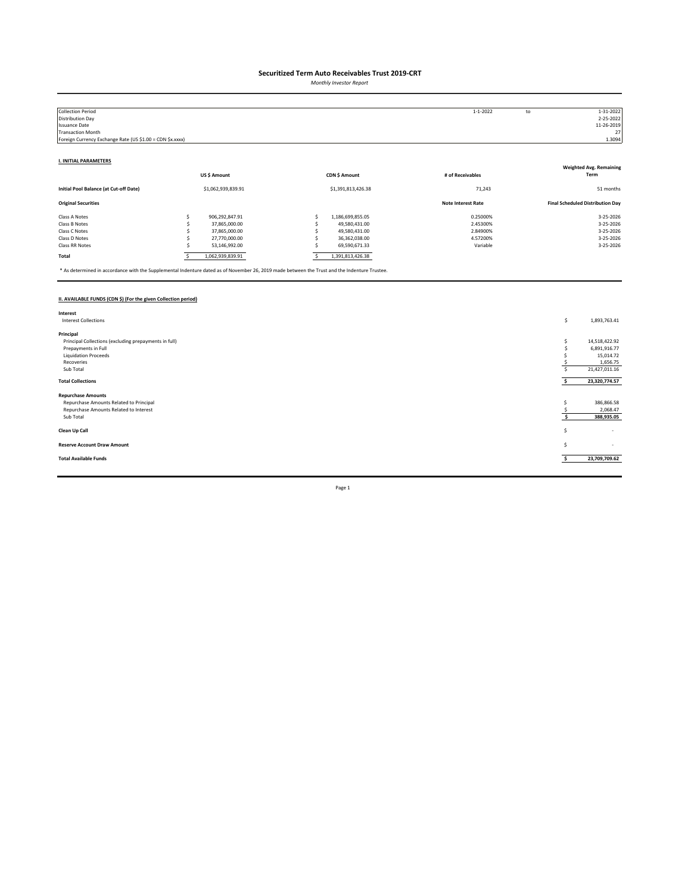# Securitized Term Auto Receivables Trust 2019-CRT

*Monthly Investor Report*

| | | | |
|---|---|---|---|
| Collection Period | 1-1-2022 | to | 1-31-2022 |
| Distribution Day | | | 2-25-2022 |
| Issuance Date | | | 11-26-2019 |
| Transaction Month | | | 27 |
| Foreign Currency Exchange Rate (US $1.00 = CDN $x.xxxx) | | | 1.3094 |

**I. INITIAL PARAMETERS**

| | US $ Amount | CDN $ Amount | # of Receivables | Weighted Avg. Remaining Term |
|---|---|---|---|---|
| **Initial Pool Balance (at Cut-off Date)** | $1,062,939,839.91 | $1,391,813,426.38 | 71,243 | 51 months |
| **Original Securities** | | | **Note Interest Rate** | **Final Scheduled Distribution Day** |
| Class A Notes | $ 906,292,847.91 | $ 1,186,699,855.05 | 0.25000% | 3-25-2026 |
| Class B Notes | $ 37,865,000.00 | $ 49,580,431.00 | 2.45300% | 3-25-2026 |
| Class C Notes | $ 37,865,000.00 | $ 49,580,431.00 | 2.84900% | 3-25-2026 |
| Class D Notes | $ 27,770,000.00 | $ 36,362,038.00 | 4.57200% | 3-25-2026 |
| Class RR Notes | $ 53,146,992.00 | $ 69,590,671.33 | Variable | 3-25-2026 |
| **Total** | $ 1,062,939,839.91 | $ 1,391,813,426.38 | | |

* As determined in accordance with the Supplemental Indenture dated as of November 26, 2019 made between the Trust and the Indenture Trustee.

**II. AVAILABLE FUNDS (CDN $) (For the given Collection period)**

| | |
|---|---|
| **Interest** | |
| Interest Collections | $ 1,893,763.41 |
| **Principal** | |
| Principal Collections (excluding prepayments in full) | $ 14,518,422.92 |
| Prepayments in Full | $ 6,891,916.77 |
| Liquidation Proceeds | $ 15,014.72 |
| Recoveries | $ 1,656.75 |
| Sub Total | $ 21,427,011.16 |
| **Total Collections** | **$ 23,320,774.57** |
| **Repurchase Amounts** | |
| Repurchase Amounts Related to Principal | $ 386,866.58 |
| Repurchase Amounts Related to Interest | $ 2,068.47 |
| Sub Total | **$ 388,935.05** |
| **Clean Up Call** | $ - |
| **Reserve Account Draw Amount** | $ - |
| **Total Available Funds** | **$ 23,709,709.62** |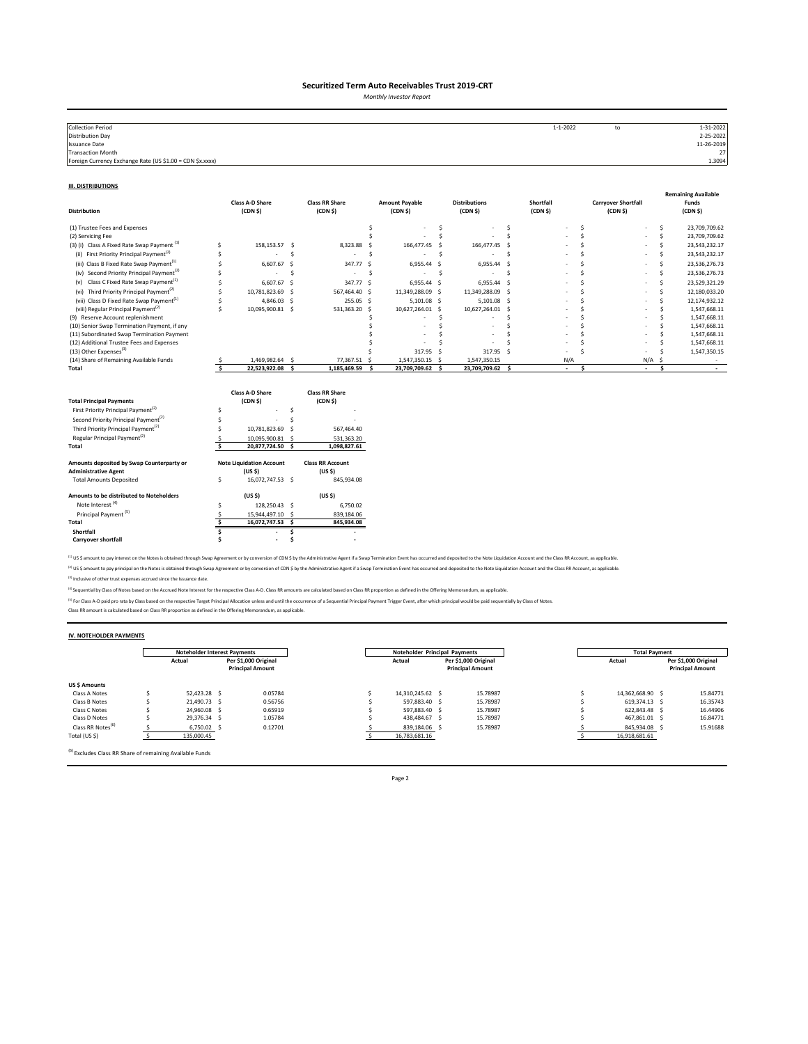# Securitized Term Auto Receivables Trust 2019-CRT

*Monthly Investor Report*

| | | | |
|---|---|---|---|
| Collection Period | 1-1-2022 | to | 1-31-2022 |
| Distribution Day | | | 2-25-2022 |
| Issuance Date | | | 11-26-2019 |
| Transaction Month | | | 27 |
| Foreign Currency Exchange Rate (US $1.00 = CDN $x.xxxx) | | | 1.3094 |

## III. DISTRIBUTIONS

| Distribution | Class A-D Share (CDN $) | Class RR Share (CDN $) | Amount Payable (CDN $) | Distributions (CDN $) | Shortfall (CDN $) | Carryover Shortfall (CDN $) | Remaining Available Funds (CDN $) |
|---|---|---|---|---|---|---|---|
| (1) Trustee Fees and Expenses | | | $ - | $ - | $ - | $ - | $ 23,709,709.62 |
| (2) Servicing Fee | | | $ - | $ - | $ - | $ - | $ 23,709,709.62 |
| (3) (i) Class A Fixed Rate Swap Payment [1] | $ 158,153.57 | $ 8,323.88 | $ 166,477.45 | $ 166,477.45 | $ - | $ - | $ 23,543,232.17 |
| (ii) First Priority Principal Payment[2] | $ - | $ - | $ - | $ - | $ - | $ - | $ 23,543,232.17 |
| (iii) Class B Fixed Rate Swap Payment[1] | $ 6,607.67 | $ 347.77 | $ 6,955.44 | $ 6,955.44 | $ - | $ - | $ 23,536,276.73 |
| (iv) Second Priority Principal Payment[2] | $ - | $ - | $ - | $ - | $ - | $ - | $ 23,536,276.73 |
| (v) Class C Fixed Rate Swap Payment[1] | $ 6,607.67 | $ 347.77 | $ 6,955.44 | $ 6,955.44 | $ - | $ - | $ 23,529,321.29 |
| (vi) Third Priority Principal Payment[2] | $ 10,781,823.69 | $ 567,464.40 | $ 11,349,288.09 | $ 11,349,288.09 | $ - | $ - | $ 12,180,033.20 |
| (vii) Class D Fixed Rate Swap Payment[1] | $ 4,846.03 | $ 255.05 | $ 5,101.08 | $ 5,101.08 | $ - | $ - | $ 12,174,932.12 |
| (viii) Regular Principal Payment[2] | $ 10,095,900.81 | $ 531,363.20 | $ 10,627,264.01 | $ 10,627,264.01 | $ - | $ - | $ 1,547,668.11 |
| (9) Reserve Account replenishment | | | $ - | $ - | $ - | $ - | $ 1,547,668.11 |
| (10) Senior Swap Termination Payment, if any | | | $ - | $ - | $ - | $ - | $ 1,547,668.11 |
| (11) Subordinated Swap Termination Payment | | | $ - | $ - | $ - | $ - | $ 1,547,668.11 |
| (12) Additional Trustee Fees and Expenses | | | $ - | $ - | $ - | $ - | $ 1,547,668.11 |
| (13) Other Expenses[3] | | | $ 317.95 | $ 317.95 | $ - | $ - | $ 1,547,350.15 |
| (14) Share of Remaining Available Funds | $ 1,469,982.64 | $ 77,367.51 | $ 1,547,350.15 | $ 1,547,350.15 | N/A | N/A | $ - |
| **Total** | **$ 22,523,922.08** | **$ 1,185,469.59** | **$ 23,709,709.62** | **$ 23,709,709.62** | **$ -** | **$ -** | **$ -** |

| Total Principal Payments | Class A-D Share (CDN $) | Class RR Share (CDN $) |
|---|---|---|
| First Priority Principal Payment[2] | $ - | $ - |
| Second Priority Principal Payment[2] | $ - | $ - |
| Third Priority Principal Payment[2] | $ 10,781,823.69 | $ 567,464.40 |
| Regular Principal Payment[2] | $ 10,095,900.81 | $ 531,363.20 |
| **Total** | **$ 20,877,724.50** | **$ 1,098,827.61** |

| Amounts deposited by Swap Counterparty or Administrative Agent | Note Liquidation Account (US $) | Class RR Account (US $) |
|---|---|---|
| Total Amounts Deposited | $ 16,072,747.53 | $ 845,934.08 |

| Amounts to be distributed to Noteholders | (US $) | (US $) |
|---|---|---|
| Note Interest [4] | $ 128,250.43 | $ 6,750.02 |
| Principal Payment [5] | $ 15,944,497.10 | $ 839,184.06 |
| **Total** | **$ 16,072,747.53** | **$ 845,934.08** |
| **Shortfall** | **$ -** | **$ -** |
| **Carryover shortfall** | **$ -** | **$ -** |

[1] US $ amount to pay interest on the Notes is obtained through Swap Agreement or by conversion of CDN $ by the Administrative Agent if a Swap Termination Event has occurred and deposited to the Note Liquidation Account and the Class RR Account, as applicable.

[2] US $ amount to pay principal on the Notes is obtained through Swap Agreement or by conversion of CDN $ by the Administrative Agent if a Swap Termination Event has occurred and deposited to the Note Liquidation Account and the Class RR Account, as applicable.

[3] Inclusive of other trust expenses accrued since the Issuance date.

[4] Sequential by Class of Notes based on the Accrued Note Interest for the respective Class A-D. Class RR amounts are calculated based on Class RR proportion as defined in the Offering Memorandum, as applicable.

[5] For Class A-D paid pro rata by Class based on the respective Target Principal Allocation unless and until the occurrence of a Sequential Principal Payment Trigger Event, after which principal would be paid sequentially by Class of Notes.
Class RR amount is calculated based on Class RR proportion as defined in the Offering Memorandum, as applicable.

## IV. NOTEHOLDER PAYMENTS

| | Noteholder Interest Payments | | Noteholder Principal Payments | | Total Payment | |
|---|---|---|---|---|---|---|
| | Actual | Per $1,000 Original Principal Amount | Actual | Per $1,000 Original Principal Amount | Actual | Per $1,000 Original Principal Amount |
| **US $ Amounts** | | | | | | |
| Class A Notes | $ 52,423.28 | $ 0.05784 | $ 14,310,245.62 | $ 15.78987 | $ 14,362,668.90 | $ 15.84771 |
| Class B Notes | $ 21,490.73 | $ 0.56756 | $ 597,883.40 | $ 15.78987 | $ 619,374.13 | $ 16.35743 |
| Class C Notes | $ 24,960.08 | $ 0.65919 | $ 597,883.40 | $ 15.78987 | $ 622,843.48 | $ 16.44906 |
| Class D Notes | $ 29,376.34 | $ 1.05784 | $ 438,484.67 | $ 15.78987 | $ 467,861.01 | $ 16.84771 |
| Class RR Notes[6] | $ 6,750.02 | $ 0.12701 | $ 839,184.06 | $ 15.78987 | $ 845,934.08 | $ 15.91688 |
| Total (US $) | $ 135,000.45 | | $ 16,783,681.16 | | $ 16,918,681.61 | |

[6] Excludes Class RR Share of remaining Available Funds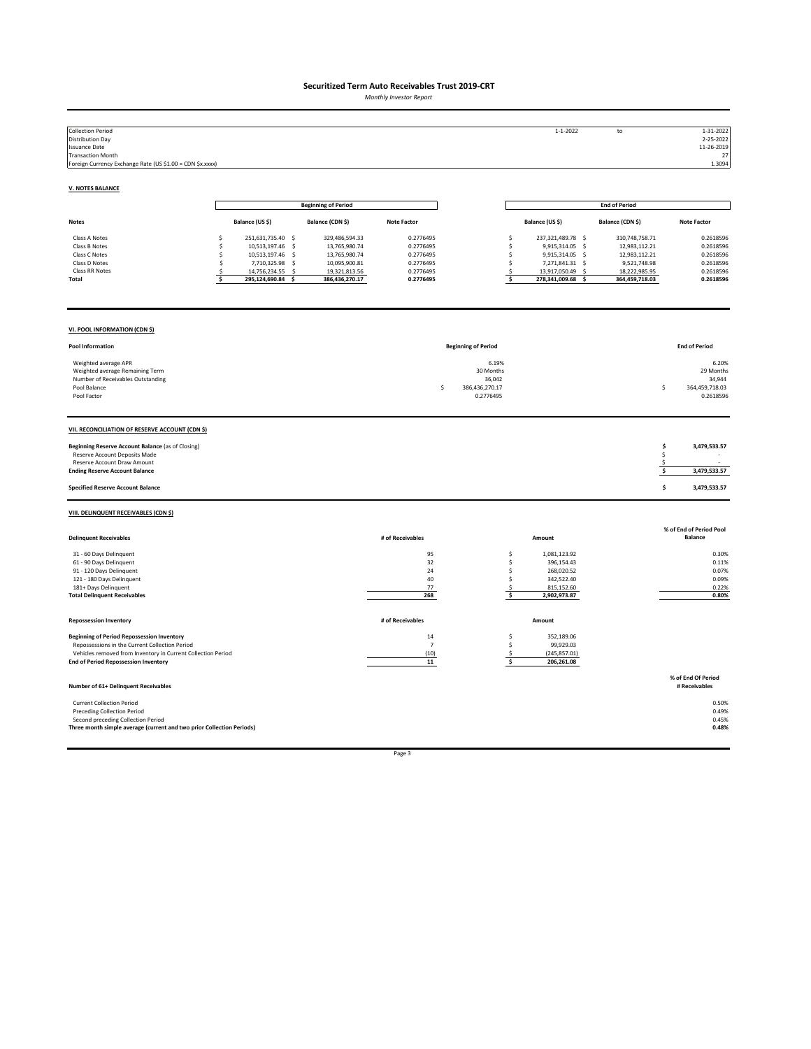# Securitized Term Auto Receivables Trust 2019-CRT

*Monthly Investor Report*

| | | | |
|---|---|---|---|
| Collection Period | 1-1-2022 | to | 1-31-2022 |
| Distribution Day | | | 2-25-2022 |
| Issuance Date | | | 11-26-2019 |
| Transaction Month | | | 27 |
| Foreign Currency Exchange Rate (US $1.00 = CDN $x.xxxx) | | | 1.3094 |

## V. NOTES BALANCE

| | Beginning of Period | | | End of Period | | |
|---|---|---|---|---|---|---|
| **Notes** | **Balance (US $)** | **Balance (CDN $)** | **Note Factor** | **Balance (US $)** | **Balance (CDN $)** | **Note Factor** |
| Class A Notes | $ 251,631,735.40 | $ 329,486,594.33 | 0.2776495 | $ 237,321,489.78 | $ 310,748,758.71 | 0.2618596 |
| Class B Notes | $ 10,513,197.46 | $ 13,765,980.74 | 0.2776495 | $ 9,915,314.05 | $ 12,983,112.21 | 0.2618596 |
| Class C Notes | $ 10,513,197.46 | $ 13,765,980.74 | 0.2776495 | $ 9,915,314.05 | $ 12,983,112.21 | 0.2618596 |
| Class D Notes | $ 7,710,325.98 | $ 10,095,900.81 | 0.2776495 | $ 7,271,841.31 | $ 9,521,748.98 | 0.2618596 |
| Class RR Notes | $ 14,756,234.55 | $ 19,321,813.56 | 0.2776495 | $ 13,917,050.49 | $ 18,222,985.95 | 0.2618596 |
| **Total** | **$ 295,124,690.84** | **$ 386,436,270.17** | **0.2776495** | **$ 278,341,009.68** | **$ 364,459,718.03** | **0.2618596** |

## VI. POOL INFORMATION (CDN $)

| **Pool Information** | **Beginning of Period** | **End of Period** |
|---|---|---|
| Weighted average APR | 6.19% | 6.20% |
| Weighted average Remaining Term | 30 Months | 29 Months |
| Number of Receivables Outstanding | 36,042 | 34,944 |
| Pool Balance | $ 386,436,270.17 | $ 364,459,718.03 |
| Pool Factor | 0.2776495 | 0.2618596 |

## VII. RECONCILIATION OF RESERVE ACCOUNT (CDN $)

| | |
|---|---|
| **Beginning Reserve Account Balance** (as of Closing) | **$ 3,479,533.57** |
| Reserve Account Deposits Made | $ - |
| Reserve Account Draw Amount | $ - |
| **Ending Reserve Account Balance** | **$ 3,479,533.57** |
| **Specified Reserve Account Balance** | **$ 3,479,533.57** |

## VIII. DELINQUENT RECEIVABLES (CDN $)

| **Delinquent Receivables** | **# of Receivables** | **Amount** | **% of End of Period Pool Balance** |
|---|---|---|---|
| 31 - 60 Days Delinquent | 95 | $ 1,081,123.92 | 0.30% |
| 61 - 90 Days Delinquent | 32 | $ 396,154.43 | 0.11% |
| 91 - 120 Days Delinquent | 24 | $ 268,020.52 | 0.07% |
| 121 - 180 Days Delinquent | 40 | $ 342,522.40 | 0.09% |
| 181+ Days Delinquent | 77 | $ 815,152.60 | 0.22% |
| **Total Delinquent Receivables** | **268** | **$ 2,902,973.87** | **0.80%** |

| **Repossession Inventory** | **# of Receivables** | **Amount** |
|---|---|---|
| **Beginning of Period Repossession Inventory** | 14 | $ 352,189.06 |
| Repossessions in the Current Collection Period | 7 | $ 99,929.03 |
| Vehicles removed from Inventory in Current Collection Period | (10) | $ (245,857.01) |
| **End of Period Repossession Inventory** | **11** | **$ 206,261.08** |

| **Number of 61+ Delinquent Receivables** | **% of End Of Period # Receivables** |
|---|---|
| Current Collection Period | 0.50% |
| Preceding Collection Period | 0.49% |
| Second preceding Collection Period | 0.45% |
| **Three month simple average (current and two prior Collection Periods)** | **0.48%** |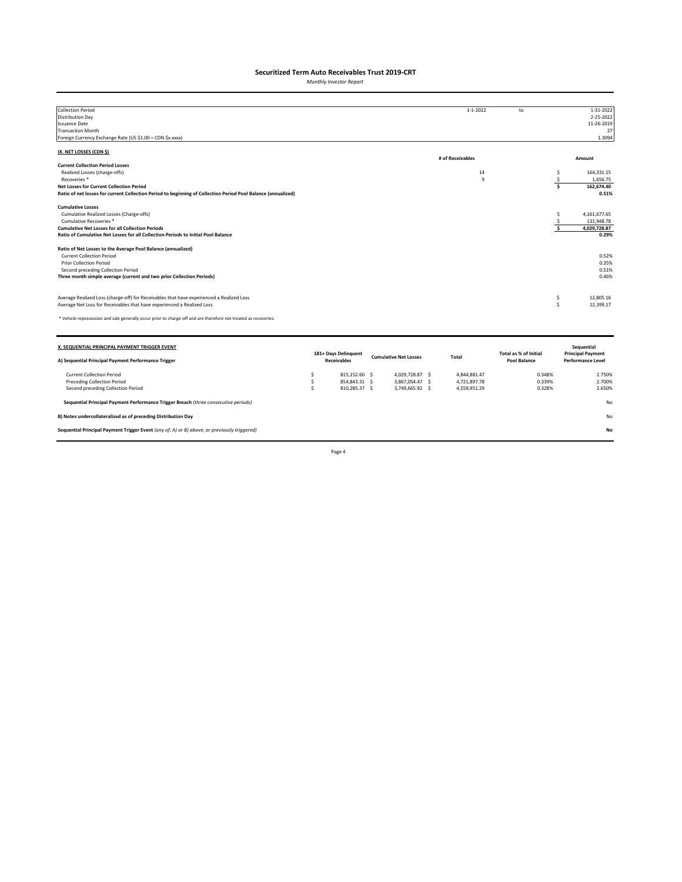# Securitized Term Auto Receivables Trust 2019-CRT

*Monthly Investor Report*

| | | | |
|---|---|---|---|
| Collection Period | 1-1-2022 | to | 1-31-2022 |
| Distribution Day | | | 2-25-2022 |
| Issuance Date | | | 11-26-2019 |
| Transaction Month | | | 27 |
| Foreign Currency Exchange Rate (US $1.00 = CDN $x.xxxx) | | | 1.3094 |

## IX. NET LOSSES (CDN $)

| | # of Receivables | Amount |
|---|---|---|
| **Current Collection Period Losses** | | |
| Realized Losses (charge-offs) | 14 | $ 164,331.15 |
| Recoveries * | 9 | $ 1,656.75 |
| **Net Losses for Current Collection Period** | | **$ 162,674.40** |
| **Ratio of net losses for current Collection Period to beginning of Collection Period Pool Balance (annualized)** | | **0.51%** |
| **Cumulative Losses** | | |
| Cumulative Realized Losses (Charge-offs) | | $ 4,161,677.65 |
| Cumulative Recoveries * | | $ 131,948.78 |
| **Cumulative Net Losses for all Collection Periods** | | **$ 4,029,728.87** |
| **Ratio of Cumulative Net Losses for all Collection Periods to Initial Pool Balance** | | **0.29%** |
| **Ratio of Net Losses to the Average Pool Balance (annualized)** | | |
| Current Collection Period | | 0.52% |
| Prior Collection Period | | 0.35% |
| Second preceding Collection Period | | 0.51% |
| **Three month simple average (current and two prior Collection Periods)** | | 0.46% |
| Average Realized Loss (charge-off) for Receivables that have experienced a Realized Loss | | $ 12,805.16 |
| Average Net Loss for Receivables that have experienced a Realized Loss | | $ 12,399.17 |

\* Vehicle repossession and sale generally occur prior to charge-off and are therefore not treated as recoveries.

## X. SEQUENTIAL PRINCIPAL PAYMENT TRIGGER EVENT

| A) Sequential Principal Payment Performance Trigger | 181+ Days Delinquent Receivables | Cumulative Net Losses | Total | Total as % of Initial Pool Balance | Sequential Principal Payment Performance Level |
|---|---|---|---|---|---|
| Current Collection Period | $ 815,152.60 | $ 4,029,728.87 | $ 4,844,881.47 | 0.348% | 2.750% |
| Preceding Collection Period | $ 854,843.31 | $ 3,867,054.47 | $ 4,721,897.78 | 0.339% | 2.700% |
| Second preceding Collection Period | $ 810,285.37 | $ 3,749,665.92 | $ 4,559,951.29 | 0.328% | 2.650% |
| **Sequential Principal Payment Performance Trigger Breach** *(three consecutive periods)* | | | | | No |
| **B) Notes undercollateralized as of preceding Distribution Day** | | | | | No |
| **Sequential Principal Payment Trigger Event** *(any of: A) or B) above, or previously triggered)* | | | | | **No** |